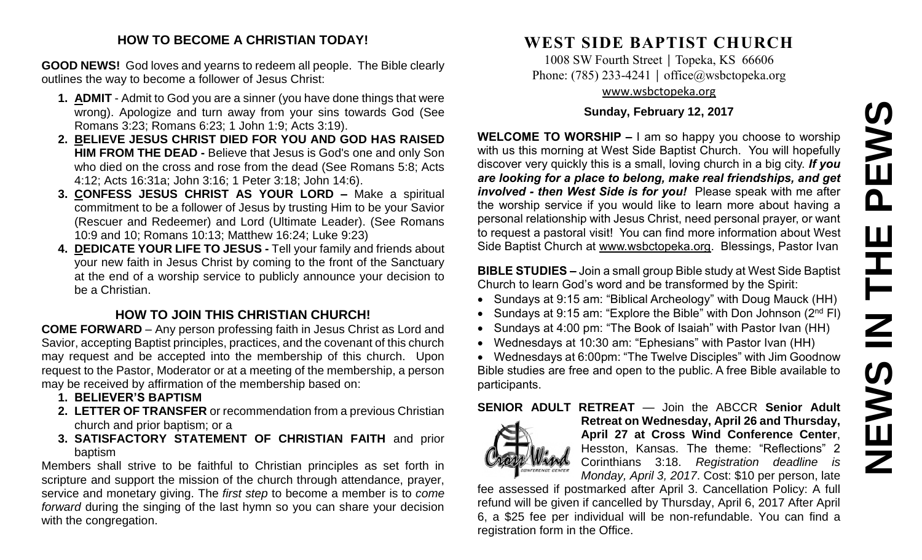## HOW TO BECOME A CHRISTIAN TODAY!

**GOOD NEWS!** God loves and yearns to redeem all people. The Bible clearly outlines the way to become a follower of Jesus Christ:

1. **ADMIT** - Admit to God you are a sinner (you have done things that were wrong). Apologize and turn away from your sins towards God (See Romans 3:23; Romans 6:23; 1 John 1:9; Acts 3:19).
2. **BELIEVE JESUS CHRIST DIED FOR YOU AND GOD HAS RAISED HIM FROM THE DEAD -** Believe that Jesus is God's one and only Son who died on the cross and rose from the dead (See Romans 5:8; Acts 4:12; Acts 16:31a; John 3:16; 1 Peter 3:18; John 14:6).
3. **CONFESS JESUS CHRIST AS YOUR LORD –** Make a spiritual commitment to be a follower of Jesus by trusting Him to be your Savior (Rescuer and Redeemer) and Lord (Ultimate Leader). (See Romans 10:9 and 10; Romans 10:13; Matthew 16:24; Luke 9:23)
4. **DEDICATE YOUR LIFE TO JESUS -** Tell your family and friends about your new faith in Jesus Christ by coming to the front of the Sanctuary at the end of a worship service to publicly announce your decision to be a Christian.

## HOW TO JOIN THIS CHRISTIAN CHURCH!

**COME FORWARD** – Any person professing faith in Jesus Christ as Lord and Savior, accepting Baptist principles, practices, and the covenant of this church may request and be accepted into the membership of this church. Upon request to the Pastor, Moderator or at a meeting of the membership, a person may be received by affirmation of the membership based on:

1. **BELIEVER'S BAPTISM**
2. **LETTER OF TRANSFER** or recommendation from a previous Christian church and prior baptism; or a
3. **SATISFACTORY STATEMENT OF CHRISTIAN FAITH** and prior baptism

Members shall strive to be faithful to Christian principles as set forth in scripture and support the mission of the church through attendance, prayer, service and monetary giving. The *first step* to become a member is to *come forward* during the singing of the last hymn so you can share your decision with the congregation.

# WEST SIDE BAPTIST CHURCH

1008 SW Fourth Street | Topeka, KS 66606
Phone: (785) 233-4241 | office@wsbctopeka.org
www.wsbctopeka.org

**Sunday, February 12, 2017**

# NEWS IN THE PEWS

**WELCOME TO WORSHIP –** I am so happy you choose to worship with us this morning at West Side Baptist Church. You will hopefully discover very quickly this is a small, loving church in a big city. ***If you are looking for a place to belong, make real friendships, and get involved - then West Side is for you!*** Please speak with me after the worship service if you would like to learn more about having a personal relationship with Jesus Christ, need personal prayer, or want to request a pastoral visit! You can find more information about West Side Baptist Church at www.wsbctopeka.org. Blessings, Pastor Ivan

**BIBLE STUDIES –** Join a small group Bible study at West Side Baptist Church to learn God's word and be transformed by the Spirit:

- Sundays at 9:15 am: "Biblical Archeology" with Doug Mauck (HH)
- Sundays at 9:15 am: "Explore the Bible" with Don Johnson (2nd Fl)
- Sundays at 4:00 pm: "The Book of Isaiah" with Pastor Ivan (HH)
- Wednesdays at 10:30 am: "Ephesians" with Pastor Ivan (HH)
- Wednesdays at 6:00pm: "The Twelve Disciples" with Jim Goodnow

Bible studies are free and open to the public. A free Bible available to participants.

**SENIOR ADULT RETREAT** — Join the ABCCR **Senior Adult Retreat on Wednesday, April 26 and Thursday, April 27 at Cross Wind Conference Center**, Hesston, Kansas. The theme: "Reflections" 2 Corinthians 3:18. *Registration deadline is Monday, April 3, 2017*. Cost: $10 per person, late fee assessed if postmarked after April 3. Cancellation Policy: A full refund will be given if cancelled by Thursday, April 6, 2017 After April 6, a $25 fee per individual will be non-refundable. You can find a registration form in the Office.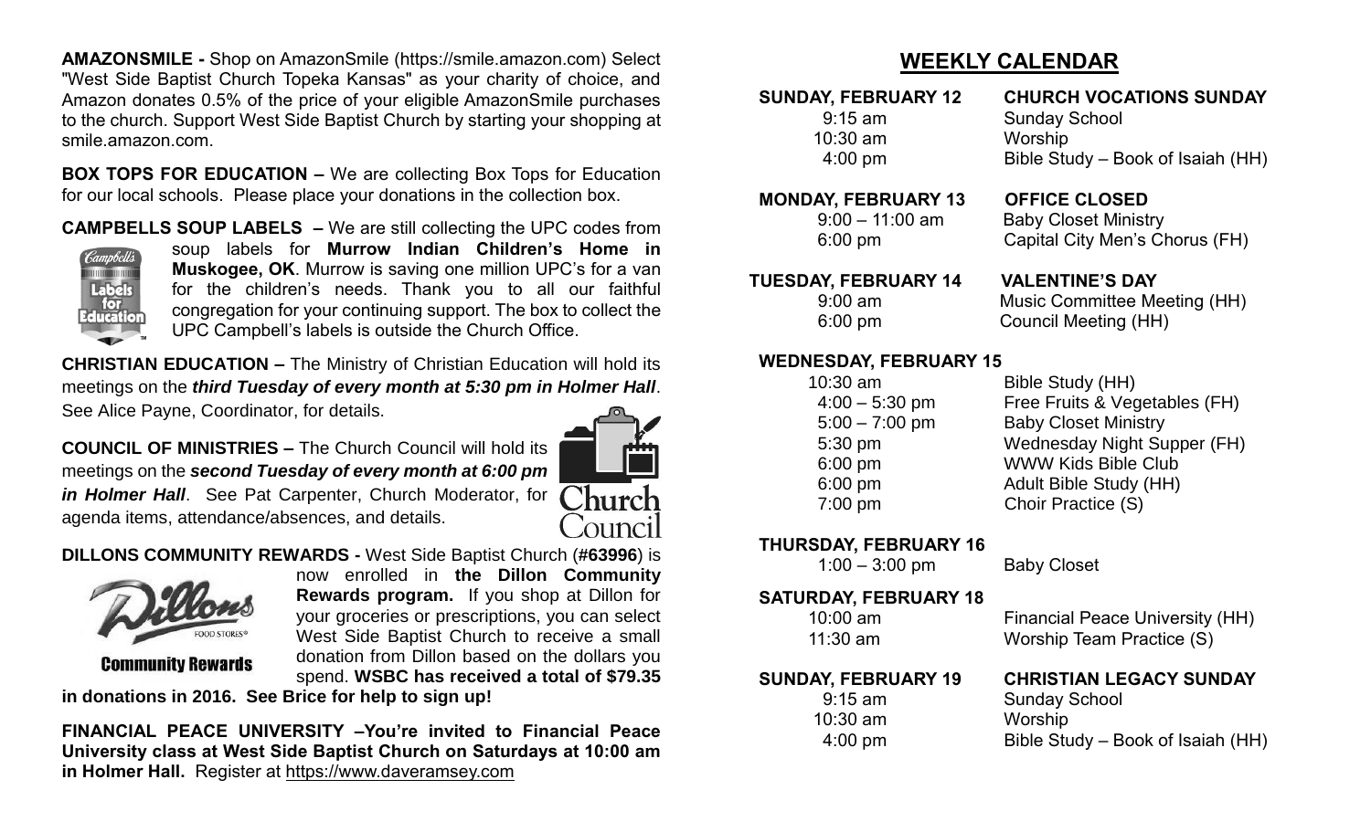**AMAZONSMILE -** Shop on AmazonSmile (https://smile.amazon.com) Select "West Side Baptist Church Topeka Kansas" as your charity of choice, and Amazon donates 0.5% of the price of your eligible AmazonSmile purchases to the church. Support West Side Baptist Church by starting your shopping at smile.amazon.com.

**BOX TOPS FOR EDUCATION –** We are collecting Box Tops for Education for our local schools. Please place your donations in the collection box.

**CAMPBELLS SOUP LABELS –** We are still collecting the UPC codes from soup labels for **Murrow Indian Children's Home in Muskogee, OK**. Murrow is saving one million UPC's for a van for the children's needs. Thank you to all our faithful congregation for your continuing support. The box to collect the UPC Campbell's labels is outside the Church Office.

**CHRISTIAN EDUCATION –** The Ministry of Christian Education will hold its meetings on the ***third Tuesday of every month at 5:30 pm in Holmer Hall***. See Alice Payne, Coordinator, for details.

**COUNCIL OF MINISTRIES –** The Church Council will hold its meetings on the ***second Tuesday of every month at 6:00 pm in Holmer Hall***. See Pat Carpenter, Church Moderator, for agenda items, attendance/absences, and details.

**DILLONS COMMUNITY REWARDS -** West Side Baptist Church (**#63996**) is now enrolled in **the Dillon Community Rewards program.** If you shop at Dillon for your groceries or prescriptions, you can select West Side Baptist Church to receive a small donation from Dillon based on the dollars you spend. **WSBC has received a total of $79.35 in donations in 2016. See Brice for help to sign up!**

**FINANCIAL PEACE UNIVERSITY –You're invited to Financial Peace University class at West Side Baptist Church on Saturdays at 10:00 am in Holmer Hall.** Register at https://www.daveramsey.com

## WEEKLY CALENDAR

**SUNDAY, FEBRUARY 12 — CHURCH VOCATIONS SUNDAY**
- 9:15 am — Sunday School
- 10:30 am — Worship
- 4:00 pm — Bible Study – Book of Isaiah (HH)

**MONDAY, FEBRUARY 13 — OFFICE CLOSED**
- 9:00 – 11:00 am — Baby Closet Ministry
- 6:00 pm — Capital City Men's Chorus (FH)

**TUESDAY, FEBRUARY 14 — VALENTINE'S DAY**
- 9:00 am — Music Committee Meeting (HH)
- 6:00 pm — Council Meeting (HH)

**WEDNESDAY, FEBRUARY 15**
- 10:30 am — Bible Study (HH)
- 4:00 – 5:30 pm — Free Fruits & Vegetables (FH)
- 5:00 – 7:00 pm — Baby Closet Ministry
- 5:30 pm — Wednesday Night Supper (FH)
- 6:00 pm — WWW Kids Bible Club
- 6:00 pm — Adult Bible Study (HH)
- 7:00 pm — Choir Practice (S)

**THURSDAY, FEBRUARY 16**
- 1:00 – 3:00 pm — Baby Closet

**SATURDAY, FEBRUARY 18**
- 10:00 am — Financial Peace University (HH)
- 11:30 am — Worship Team Practice (S)

**SUNDAY, FEBRUARY 19 — CHRISTIAN LEGACY SUNDAY**
- 9:15 am — Sunday School
- 10:30 am — Worship
- 4:00 pm — Bible Study – Book of Isaiah (HH)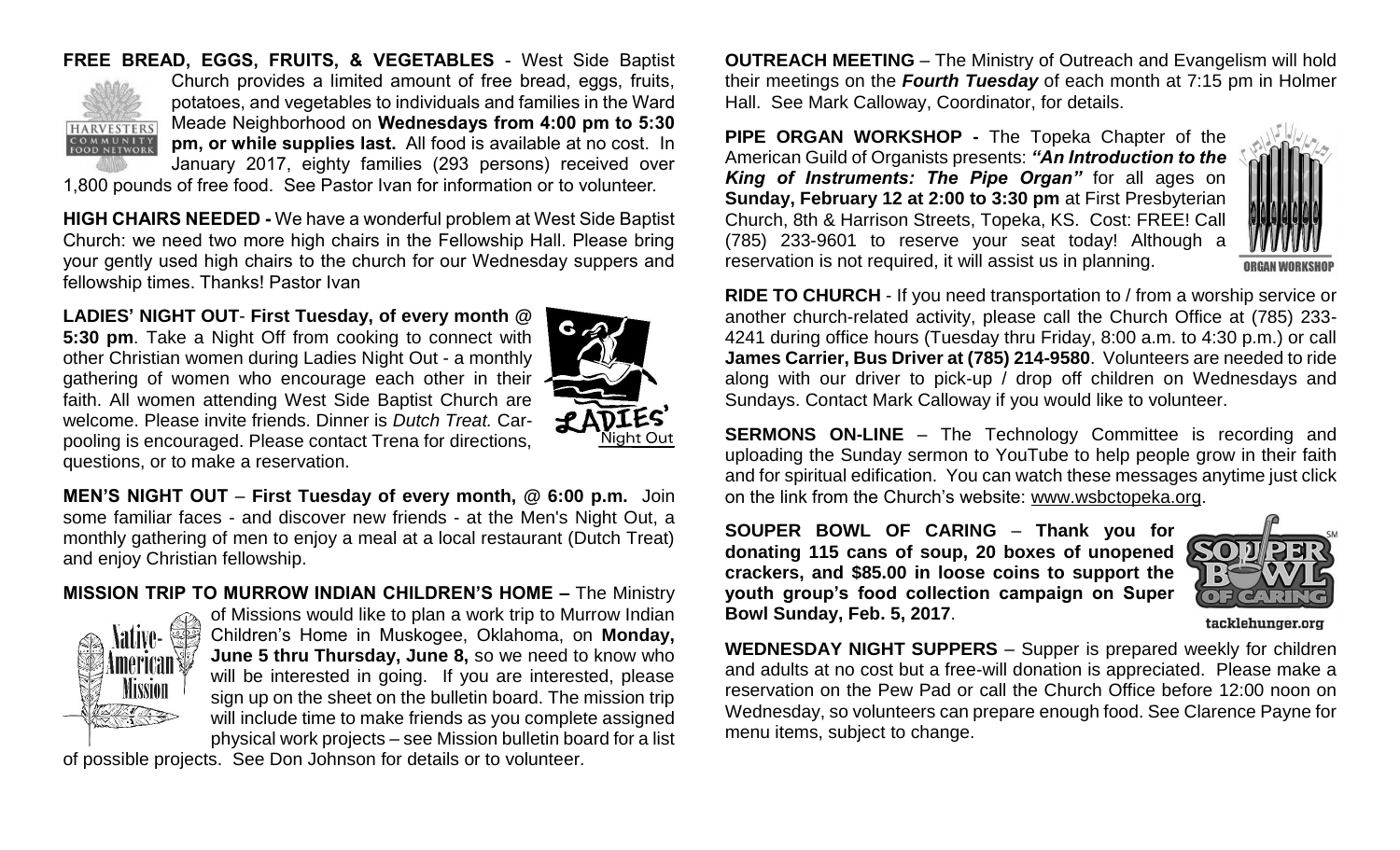**FREE BREAD, EGGS, FRUITS, & VEGETABLES** - West Side Baptist Church provides a limited amount of free bread, eggs, fruits, potatoes, and vegetables to individuals and families in the Ward Meade Neighborhood on **Wednesdays from 4:00 pm to 5:30 pm, or while supplies last.** All food is available at no cost. In January 2017, eighty families (293 persons) received over 1,800 pounds of free food. See Pastor Ivan for information or to volunteer.

**HIGH CHAIRS NEEDED -** We have a wonderful problem at West Side Baptist Church: we need two more high chairs in the Fellowship Hall. Please bring your gently used high chairs to the church for our Wednesday suppers and fellowship times. Thanks! Pastor Ivan

**LADIES' NIGHT OUT**- **First Tuesday, of every month @ 5:30 pm**. Take a Night Off from cooking to connect with other Christian women during Ladies Night Out - a monthly gathering of women who encourage each other in their faith. All women attending West Side Baptist Church are welcome. Please invite friends. Dinner is *Dutch Treat.* Car-pooling is encouraged. Please contact Trena for directions, questions, or to make a reservation.

**MEN'S NIGHT OUT** – **First Tuesday of every month, @ 6:00 p.m.** Join some familiar faces - and discover new friends - at the Men's Night Out, a monthly gathering of men to enjoy a meal at a local restaurant (Dutch Treat) and enjoy Christian fellowship.

**MISSION TRIP TO MURROW INDIAN CHILDREN'S HOME –** The Ministry of Missions would like to plan a work trip to Murrow Indian Children's Home in Muskogee, Oklahoma, on **Monday, June 5 thru Thursday, June 8,** so we need to know who will be interested in going. If you are interested, please sign up on the sheet on the bulletin board. The mission trip will include time to make friends as you complete assigned physical work projects – see Mission bulletin board for a list of possible projects. See Don Johnson for details or to volunteer.

**OUTREACH MEETING** – The Ministry of Outreach and Evangelism will hold their meetings on the ***Fourth Tuesday*** of each month at 7:15 pm in Holmer Hall. See Mark Calloway, Coordinator, for details.

**PIPE ORGAN WORKSHOP -** The Topeka Chapter of the American Guild of Organists presents: ***"An Introduction to the King of Instruments: The Pipe Organ"*** for all ages on **Sunday, February 12 at 2:00 to 3:30 pm** at First Presbyterian Church, 8th & Harrison Streets, Topeka, KS. Cost: FREE! Call (785) 233-9601 to reserve your seat today! Although a reservation is not required, it will assist us in planning.

**RIDE TO CHURCH** - If you need transportation to / from a worship service or another church-related activity, please call the Church Office at (785) 233-4241 during office hours (Tuesday thru Friday, 8:00 a.m. to 4:30 p.m.) or call **James Carrier, Bus Driver at (785) 214-9580**. Volunteers are needed to ride along with our driver to pick-up / drop off children on Wednesdays and Sundays. Contact Mark Calloway if you would like to volunteer.

**SERMONS ON-LINE** – The Technology Committee is recording and uploading the Sunday sermon to YouTube to help people grow in their faith and for spiritual edification. You can watch these messages anytime just click on the link from the Church's website: www.wsbctopeka.org.

**SOUPER BOWL OF CARING** – **Thank you for donating 115 cans of soup, 20 boxes of unopened crackers, and $85.00 in loose coins to support the youth group's food collection campaign on Super Bowl Sunday, Feb. 5, 2017**.

**WEDNESDAY NIGHT SUPPERS** – Supper is prepared weekly for children and adults at no cost but a free-will donation is appreciated. Please make a reservation on the Pew Pad or call the Church Office before 12:00 noon on Wednesday, so volunteers can prepare enough food. See Clarence Payne for menu items, subject to change.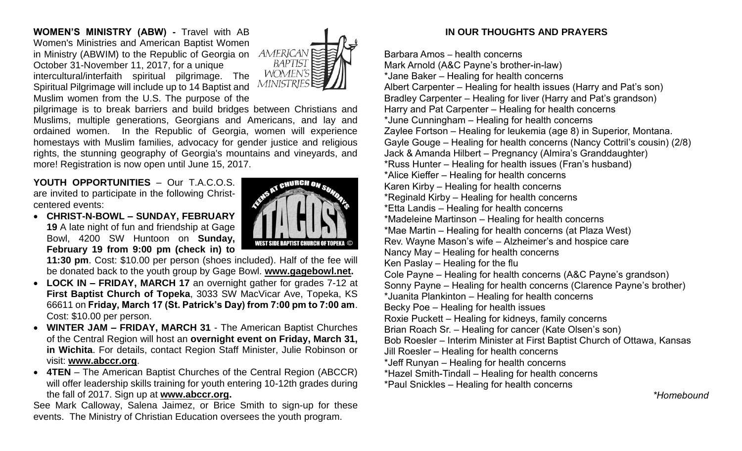**WOMEN'S MINISTRY (ABW) -** Travel with AB Women's Ministries and American Baptist Women in Ministry (ABWIM) to the Republic of Georgia on October 31-November 11, 2017, for a unique intercultural/interfaith spiritual pilgrimage. The Spiritual Pilgrimage will include up to 14 Baptist and Muslim women from the U.S. The purpose of the pilgrimage is to break barriers and build bridges between Christians and Muslims, multiple generations, Georgians and Americans, and lay and ordained women. In the Republic of Georgia, women will experience homestays with Muslim families, advocacy for gender justice and religious rights, the stunning geography of Georgia's mountains and vineyards, and more! Registration is now open until June 15, 2017.

**YOUTH OPPORTUNITIES** – Our T.A.C.O.S. are invited to participate in the following Christ-centered events:

- **CHRIST-N-BOWL – SUNDAY, FEBRUARY 19** A late night of fun and friendship at Gage Bowl, 4200 SW Huntoon on **Sunday, February 19 from 9:00 pm (check in) to 11:30 pm**. Cost: $10.00 per person (shoes included). Half of the fee will be donated back to the youth group by Gage Bowl. **www.gagebowl.net.**
- **LOCK IN – FRIDAY, MARCH 17** an overnight gather for grades 7-12 at **First Baptist Church of Topeka**, 3033 SW MacVicar Ave, Topeka, KS 66611 on **Friday, March 17 (St. Patrick's Day) from 7:00 pm to 7:00 am**. Cost: $10.00 per person.
- **WINTER JAM – FRIDAY, MARCH 31** - The American Baptist Churches of the Central Region will host an **overnight event on Friday, March 31, in Wichita**. For details, contact Region Staff Minister, Julie Robinson or visit: **www.abccr.org**.
- **4TEN** – The American Baptist Churches of the Central Region (ABCCR) will offer leadership skills training for youth entering 10-12th grades during the fall of 2017. Sign up at **www.abccr.org.**

See Mark Calloway, Salena Jaimez, or Brice Smith to sign-up for these events. The Ministry of Christian Education oversees the youth program.

## IN OUR THOUGHTS AND PRAYERS

Barbara Amos – health concerns
Mark Arnold (A&C Payne's brother-in-law)
*Jane Baker – Healing for health concerns
Albert Carpenter – Healing for health issues (Harry and Pat's son)
Bradley Carpenter – Healing for liver (Harry and Pat's grandson)
Harry and Pat Carpenter – Healing for health concerns
*June Cunningham – Healing for health concerns
Zaylee Fortson – Healing for leukemia (age 8) in Superior, Montana.
Gayle Gouge – Healing for health concerns (Nancy Cottril's cousin) (2/8)
Jack & Amanda Hilbert – Pregnancy (Almira's Granddaughter)
*Russ Hunter – Healing for health issues (Fran's husband)
*Alice Kieffer – Healing for health concerns
Karen Kirby – Healing for health concerns
*Reginald Kirby – Healing for health concerns
*Etta Landis – Healing for health concerns
*Madeleine Martinson – Healing for health concerns
*Mae Martin – Healing for health concerns (at Plaza West)
Rev. Wayne Mason's wife – Alzheimer's and hospice care
Nancy May – Healing for health concerns
Ken Paslay – Healing for the flu
Cole Payne – Healing for health concerns (A&C Payne's grandson)
Sonny Payne – Healing for health concerns (Clarence Payne's brother)
*Juanita Plankinton – Healing for health concerns
Becky Poe – Healing for health issues
Roxie Puckett – Healing for kidneys, family concerns
Brian Roach Sr. – Healing for cancer (Kate Olsen's son)
Bob Roesler – Interim Minister at First Baptist Church of Ottawa, Kansas
Jill Roesler – Healing for health concerns
*Jeff Runyan – Healing for health concerns
*Hazel Smith-Tindall – Healing for health concerns
*Paul Snickles – Healing for health concerns

*\*Homebound*